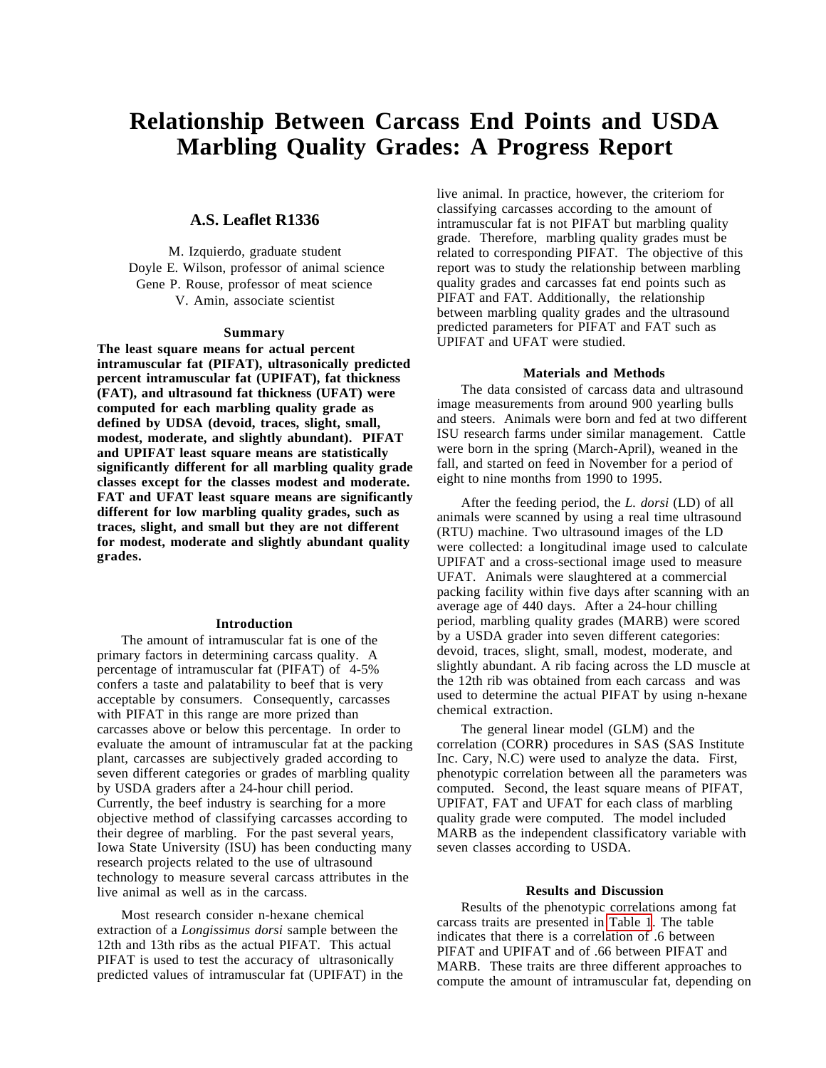# Relationship Between Carcass End Points and USDA Marbling Quality Grades: A Progress Report

## A.S. Leaflet R1336

M. Izquierdo, graduate student
Doyle E. Wilson, professor of animal science
Gene P. Rouse, professor of meat science
V. Amin, associate scientist

### Summary

**The least square means for actual percent intramuscular fat (PIFAT), ultrasonically predicted percent intramuscular fat (UPIFAT), fat thickness (FAT), and ultrasound fat thickness (UFAT) were computed for each marbling quality grade as defined by UDSA (devoid, traces, slight, small, modest, moderate, and slightly abundant). PIFAT and UPIFAT least square means are statistically significantly different for all marbling quality grade classes except for the classes modest and moderate. FAT and UFAT least square means are significantly different for low marbling quality grades, such as traces, slight, and small but they are not different for modest, moderate and slightly abundant quality grades.**

### Introduction

The amount of intramuscular fat is one of the primary factors in determining carcass quality. A percentage of intramuscular fat (PIFAT) of 4-5% confers a taste and palatability to beef that is very acceptable by consumers. Consequently, carcasses with PIFAT in this range are more prized than carcasses above or below this percentage. In order to evaluate the amount of intramuscular fat at the packing plant, carcasses are subjectively graded according to seven different categories or grades of marbling quality by USDA graders after a 24-hour chill period. Currently, the beef industry is searching for a more objective method of classifying carcasses according to their degree of marbling. For the past several years, Iowa State University (ISU) has been conducting many research projects related to the use of ultrasound technology to measure several carcass attributes in the live animal as well as in the carcass.

Most research consider n-hexane chemical extraction of a *Longissimus dorsi* sample between the 12th and 13th ribs as the actual PIFAT. This actual PIFAT is used to test the accuracy of ultrasonically predicted values of intramuscular fat (UPIFAT) in the live animal. In practice, however, the criteriom for classifying carcasses according to the amount of intramuscular fat is not PIFAT but marbling quality grade. Therefore, marbling quality grades must be related to corresponding PIFAT. The objective of this report was to study the relationship between marbling quality grades and carcasses fat end points such as PIFAT and FAT. Additionally, the relationship between marbling quality grades and the ultrasound predicted parameters for PIFAT and FAT such as UPIFAT and UFAT were studied.

### Materials and Methods

The data consisted of carcass data and ultrasound image measurements from around 900 yearling bulls and steers. Animals were born and fed at two different ISU research farms under similar management. Cattle were born in the spring (March-April), weaned in the fall, and started on feed in November for a period of eight to nine months from 1990 to 1995.

After the feeding period, the *L. dorsi* (LD) of all animals were scanned by using a real time ultrasound (RTU) machine. Two ultrasound images of the LD were collected: a longitudinal image used to calculate UPIFAT and a cross-sectional image used to measure UFAT. Animals were slaughtered at a commercial packing facility within five days after scanning with an average age of 440 days. After a 24-hour chilling period, marbling quality grades (MARB) were scored by a USDA grader into seven different categories: devoid, traces, slight, small, modest, moderate, and slightly abundant. A rib facing across the LD muscle at the 12th rib was obtained from each carcass and was used to determine the actual PIFAT by using n-hexane chemical extraction.

The general linear model (GLM) and the correlation (CORR) procedures in SAS (SAS Institute Inc. Cary, N.C) were used to analyze the data. First, phenotypic correlation between all the parameters was computed. Second, the least square means of PIFAT, UPIFAT, FAT and UFAT for each class of marbling quality grade were computed. The model included MARB as the independent classificatory variable with seven classes according to USDA.

### Results and Discussion

Results of the phenotypic correlations among fat carcass traits are presented in Table 1. The table indicates that there is a correlation of .6 between PIFAT and UPIFAT and of .66 between PIFAT and MARB. These traits are three different approaches to compute the amount of intramuscular fat, depending on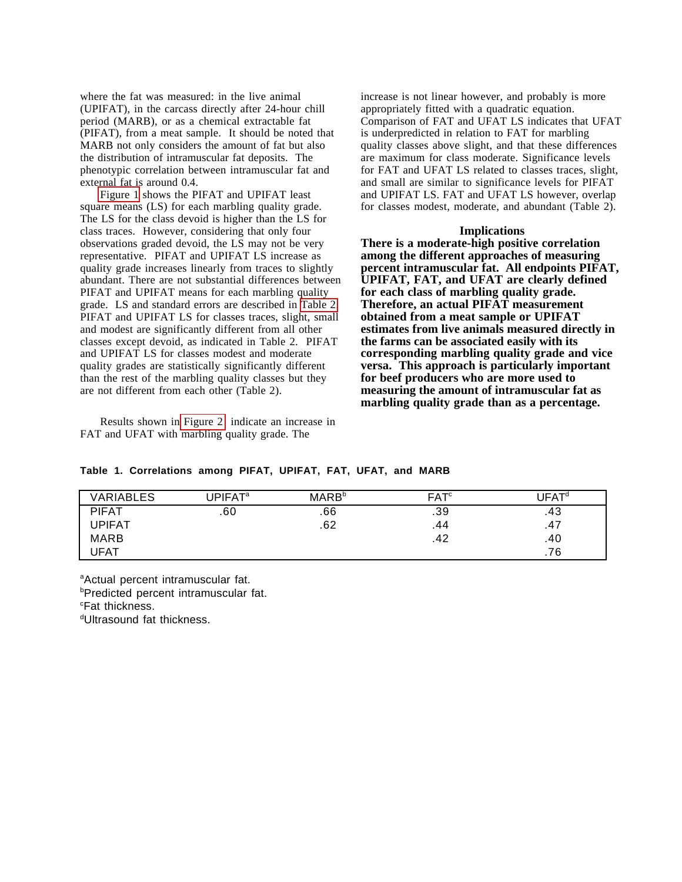where the fat was measured: in the live animal (UPIFAT), in the carcass directly after 24-hour chill period (MARB), or as a chemical extractable fat (PIFAT), from a meat sample. It should be noted that MARB not only considers the amount of fat but also the distribution of intramuscular fat deposits. The phenotypic correlation between intramuscular fat and external fat is around 0.4.

Figure 1 shows the PIFAT and UPIFAT least square means (LS) for each marbling quality grade. The LS for the class devoid is higher than the LS for class traces. However, considering that only four observations graded devoid, the LS may not be very representative. PIFAT and UPIFAT LS increase as quality grade increases linearly from traces to slightly abundant. There are not substantial differences between PIFAT and UPIFAT means for each marbling quality grade. LS and standard errors are described in Table 2. PIFAT and UPIFAT LS for classes traces, slight, small and modest are significantly different from all other classes except devoid, as indicated in Table 2. PIFAT and UPIFAT LS for classes modest and moderate quality grades are statistically significantly different than the rest of the marbling quality classes but they are not different from each other (Table 2).

Results shown in Figure 2 indicate an increase in FAT and UFAT with marbling quality grade. The increase is not linear however, and probably is more appropriately fitted with a quadratic equation. Comparison of FAT and UFAT LS indicates that UFAT is underpredicted in relation to FAT for marbling quality classes above slight, and that these differences are maximum for class moderate. Significance levels for FAT and UFAT LS related to classes traces, slight, and small are similar to significance levels for PIFAT and UPIFAT LS. FAT and UFAT LS however, overlap for classes modest, moderate, and abundant (Table 2).

## Implications

**There is a moderate-high positive correlation among the different approaches of measuring percent intramuscular fat. All endpoints PIFAT, UPIFAT, FAT, and UFAT are clearly defined for each class of marbling quality grade. Therefore, an actual PIFAT measurement obtained from a meat sample or UPIFAT estimates from live animals measured directly in the farms can be associated easily with its corresponding marbling quality grade and vice versa. This approach is particularly important for beef producers who are more used to measuring the amount of intramuscular fat as marbling quality grade than as a percentage.**

**Table 1. Correlations among PIFAT, UPIFAT, FAT, UFAT, and MARB**

| VARIABLES | UPIFAT[a] | MARB[b] | FAT[c] | UFAT[d] |
|---|---|---|---|---|
| PIFAT | .60 | .66 | .39 | .43 |
| UPIFAT | | .62 | .44 | .47 |
| MARB | | | .42 | .40 |
| UFAT | | | | .76 |

[a]Actual percent intramuscular fat.
[b]Predicted percent intramuscular fat.
[c]Fat thickness.
[d]Ultrasound fat thickness.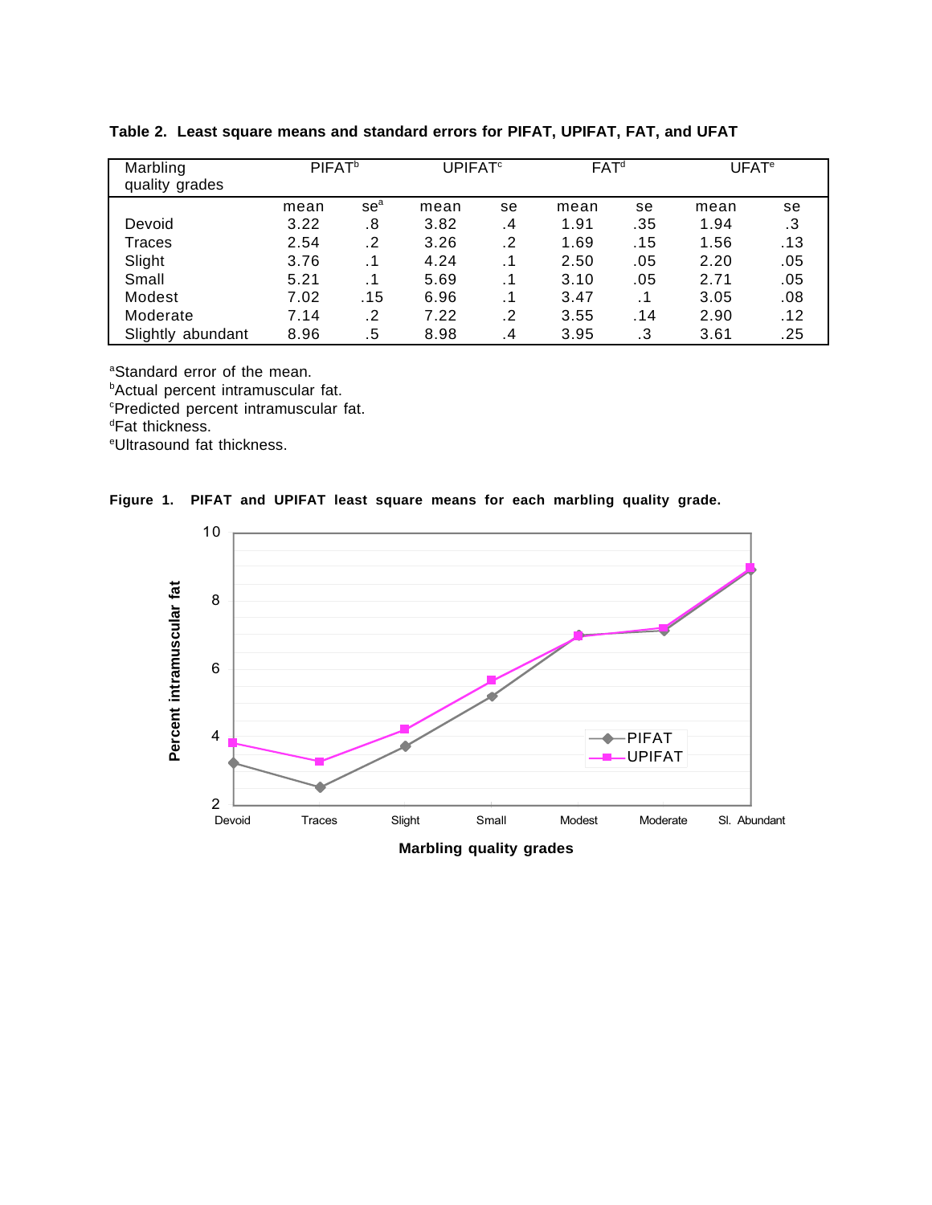**Table 2. Least square means and standard errors for PIFAT, UPIFAT, FAT, and UFAT**

| Marbling quality grades | PIFAT[b] | | UPIFAT[c] | | FAT[d] | | UFAT[e] | |
|---|---|---|---|---|---|---|---|---|
| | mean | se[a] | mean | se | mean | se | mean | se |
| Devoid | 3.22 | .8 | 3.82 | .4 | 1.91 | .35 | 1.94 | .3 |
| Traces | 2.54 | .2 | 3.26 | .2 | 1.69 | .15 | 1.56 | .13 |
| Slight | 3.76 | .1 | 4.24 | .1 | 2.50 | .05 | 2.20 | .05 |
| Small | 5.21 | .1 | 5.69 | .1 | 3.10 | .05 | 2.71 | .05 |
| Modest | 7.02 | .15 | 6.96 | .1 | 3.47 | .1 | 3.05 | .08 |
| Moderate | 7.14 | .2 | 7.22 | .2 | 3.55 | .14 | 2.90 | .12 |
| Slightly abundant | 8.96 | .5 | 8.98 | .4 | 3.95 | .3 | 3.61 | .25 |

[a]Standard error of the mean.
[b]Actual percent intramuscular fat.
[c]Predicted percent intramuscular fat.
[d]Fat thickness.
[e]Ultrasound fat thickness.

**Figure 1. PIFAT and UPIFAT least square means for each marbling quality grade.**

Percent intramuscular fat

10
8
6
4
2

Devoid
Traces
Slight
Small
Modest
Moderate
Sl. Abundant

Marbling quality grades

PIFAT
UPIFAT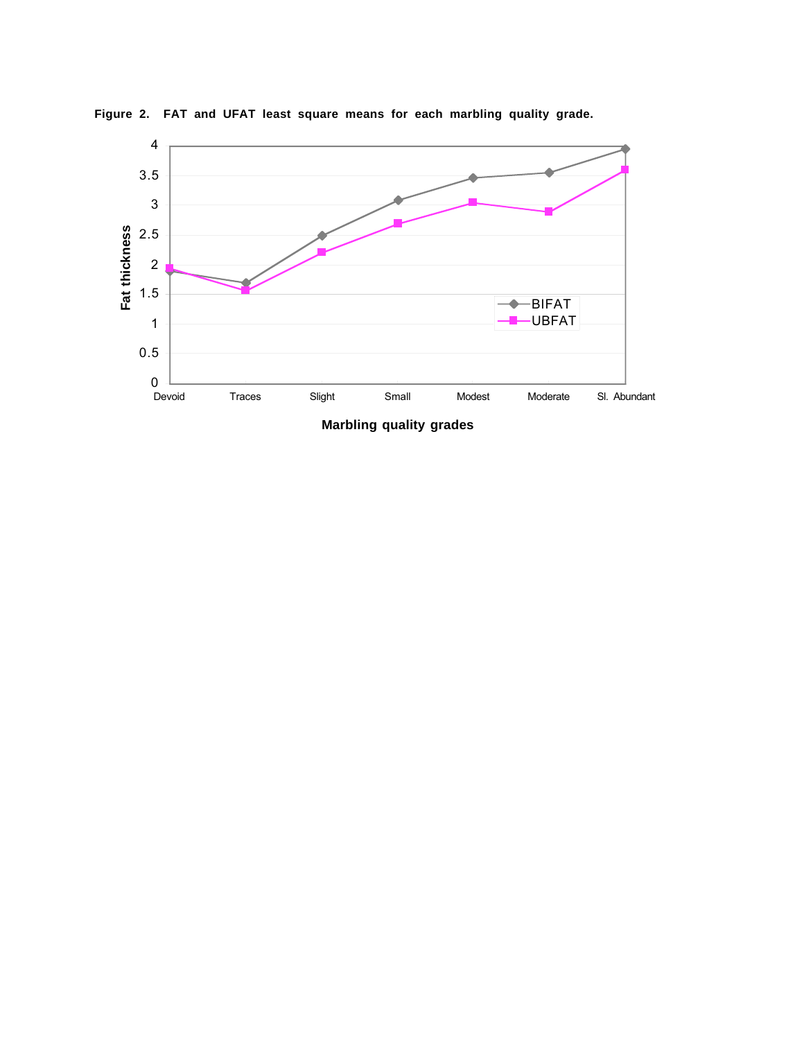**Figure 2. FAT and UFAT least square means for each marbling quality grade.**

Fat thickness

4
3.5
3
2.5
2
1.5
1
0.5
0

Devoid
Traces
Slight
Small
Modest
Moderate
Sl. Abundant

BIFAT
UBFAT

**Marbling quality grades**